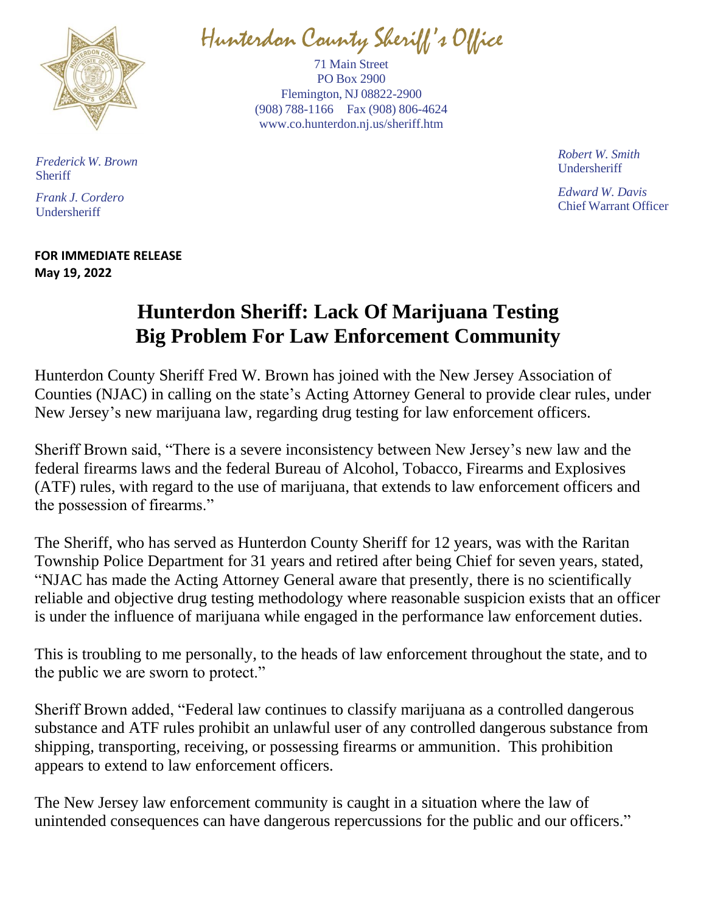# Hunterdon County Sheriff's Office

71 Main Street
PO Box 2900
Flemington, NJ 08822-2900
(908) 788-1166 Fax (908) 806-4624
www.co.hunterdon.nj.us/sheriff.htm

*Frederick W. Brown*
Sheriff

*Frank J. Cordero*
Undersheriff

*Robert W. Smith*
Undersheriff

*Edward W. Davis*
Chief Warrant Officer

**FOR IMMEDIATE RELEASE**
**May 19, 2022**

## Hunterdon Sheriff: Lack Of Marijuana Testing Big Problem For Law Enforcement Community

Hunterdon County Sheriff Fred W. Brown has joined with the New Jersey Association of Counties (NJAC) in calling on the state's Acting Attorney General to provide clear rules, under New Jersey's new marijuana law, regarding drug testing for law enforcement officers.

Sheriff Brown said, "There is a severe inconsistency between New Jersey's new law and the federal firearms laws and the federal Bureau of Alcohol, Tobacco, Firearms and Explosives (ATF) rules, with regard to the use of marijuana, that extends to law enforcement officers and the possession of firearms."

The Sheriff, who has served as Hunterdon County Sheriff for 12 years, was with the Raritan Township Police Department for 31 years and retired after being Chief for seven years, stated, "NJAC has made the Acting Attorney General aware that presently, there is no scientifically reliable and objective drug testing methodology where reasonable suspicion exists that an officer is under the influence of marijuana while engaged in the performance law enforcement duties.

This is troubling to me personally, to the heads of law enforcement throughout the state, and to the public we are sworn to protect."

Sheriff Brown added, "Federal law continues to classify marijuana as a controlled dangerous substance and ATF rules prohibit an unlawful user of any controlled dangerous substance from shipping, transporting, receiving, or possessing firearms or ammunition. This prohibition appears to extend to law enforcement officers.

The New Jersey law enforcement community is caught in a situation where the law of unintended consequences can have dangerous repercussions for the public and our officers."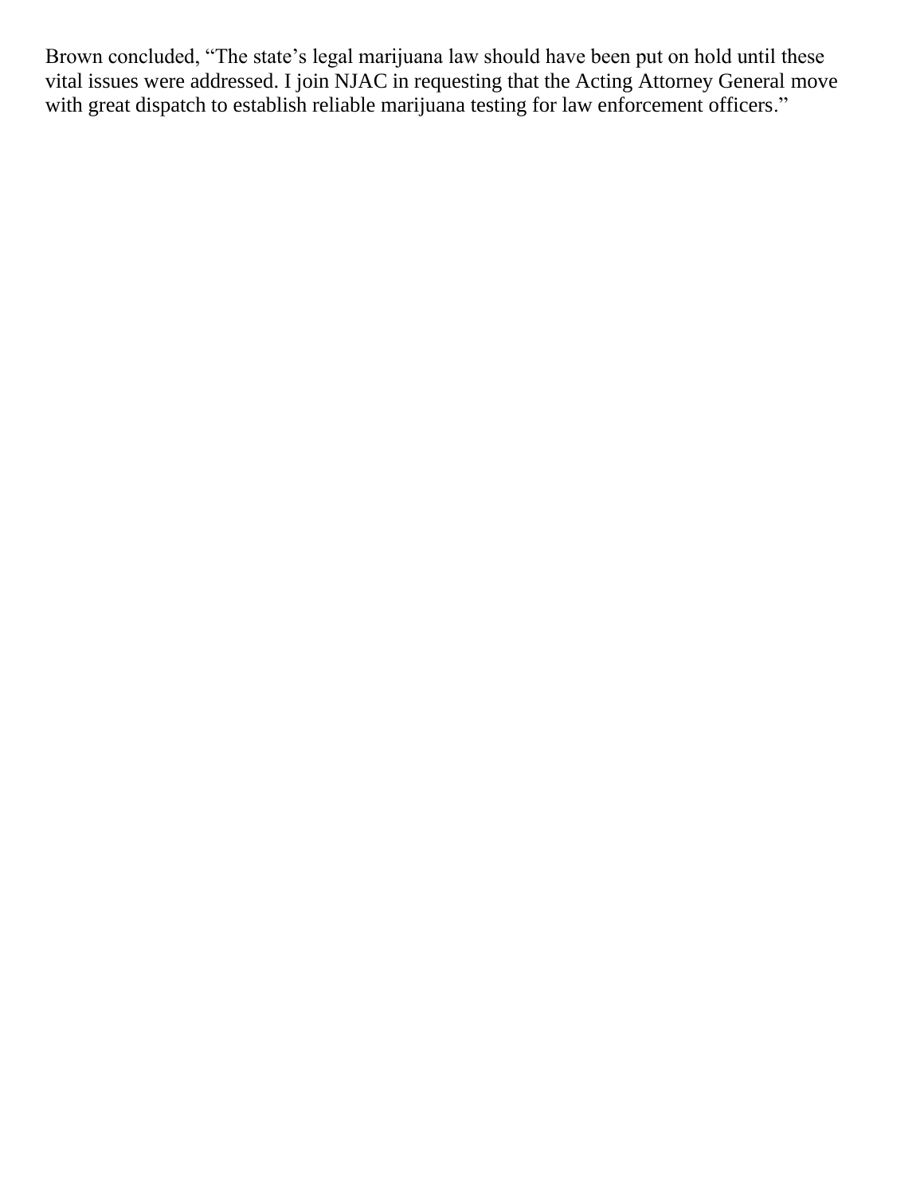Brown concluded, "The state's legal marijuana law should have been put on hold until these vital issues were addressed. I join NJAC in requesting that the Acting Attorney General move with great dispatch to establish reliable marijuana testing for law enforcement officers."